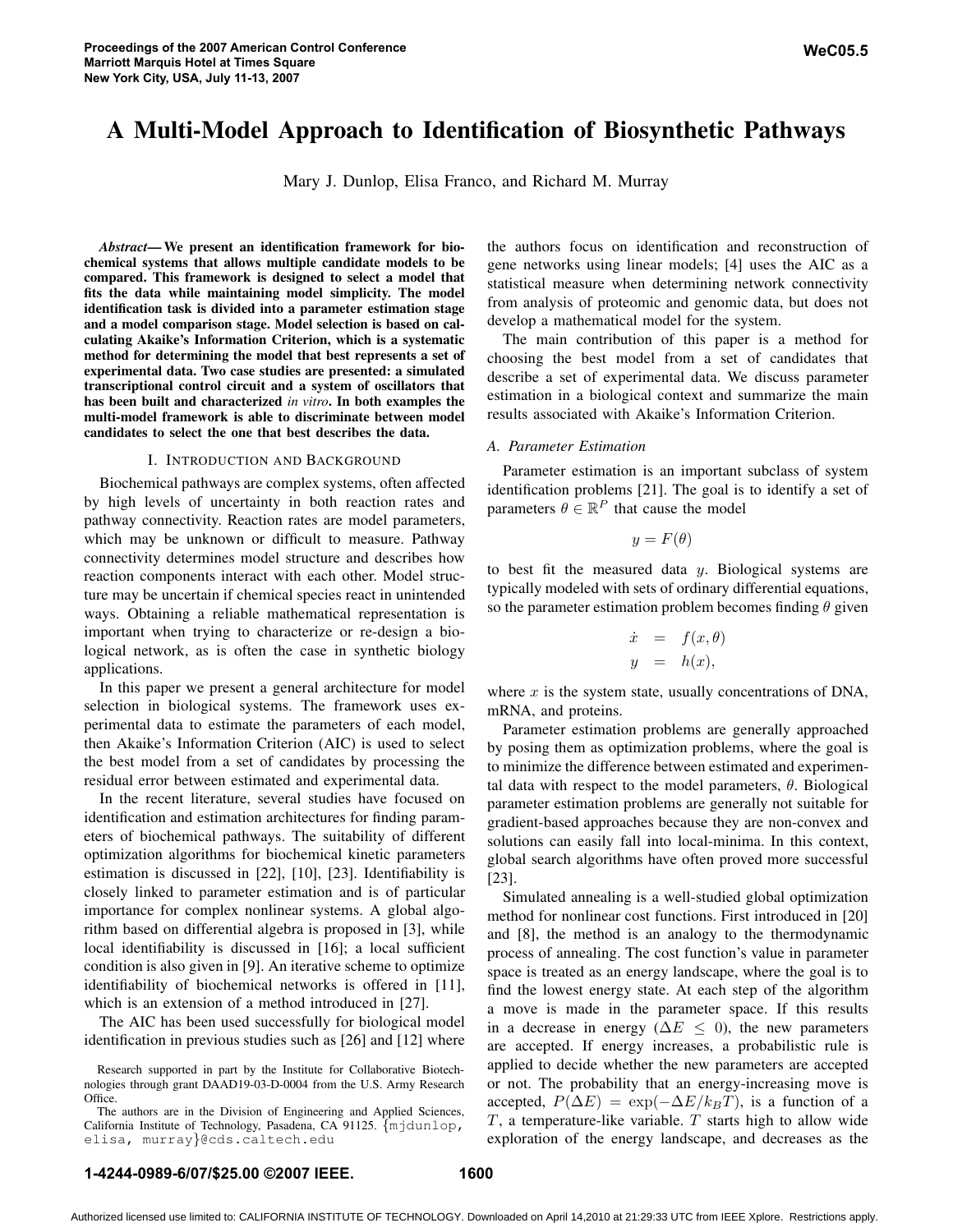# A Multi-Model Approach to Identification of Biosynthetic Pathways

Mary J. Dunlop, Elisa Franco, and Richard M. Murray

***Abstract*— We present an identification framework for biochemical systems that allows multiple candidate models to be compared. This framework is designed to select a model that fits the data while maintaining model simplicity. The model identification task is divided into a parameter estimation stage and a model comparison stage. Model selection is based on calculating Akaike's Information Criterion, which is a systematic method for determining the model that best represents a set of experimental data. Two case studies are presented: a simulated transcriptional control circuit and a system of oscillators that has been built and characterized *in vitro*. In both examples the multi-model framework is able to discriminate between model candidates to select the one that best describes the data.**

## I. Introduction and Background

Biochemical pathways are complex systems, often affected by high levels of uncertainty in both reaction rates and pathway connectivity. Reaction rates are model parameters, which may be unknown or difficult to measure. Pathway connectivity determines model structure and describes how reaction components interact with each other. Model structure may be uncertain if chemical species react in unintended ways. Obtaining a reliable mathematical representation is important when trying to characterize or re-design a biological network, as is often the case in synthetic biology applications.

In this paper we present a general architecture for model selection in biological systems. The framework uses experimental data to estimate the parameters of each model, then Akaike's Information Criterion (AIC) is used to select the best model from a set of candidates by processing the residual error between estimated and experimental data.

In the recent literature, several studies have focused on identification and estimation architectures for finding parameters of biochemical pathways. The suitability of different optimization algorithms for biochemical kinetic parameters estimation is discussed in [22], [10], [23]. Identifiability is closely linked to parameter estimation and is of particular importance for complex nonlinear systems. A global algorithm based on differential algebra is proposed in [3], while local identifiability is discussed in [16]; a local sufficient condition is also given in [9]. An iterative scheme to optimize identifiability of biochemical networks is offered in [11], which is an extension of a method introduced in [27].

The AIC has been used successfully for biological model identification in previous studies such as [26] and [12] where the authors focus on identification and reconstruction of gene networks using linear models; [4] uses the AIC as a statistical measure when determining network connectivity from analysis of proteomic and genomic data, but does not develop a mathematical model for the system.

The main contribution of this paper is a method for choosing the best model from a set of candidates that describe a set of experimental data. We discuss parameter estimation in a biological context and summarize the main results associated with Akaike's Information Criterion.

### A. Parameter Estimation

Parameter estimation is an important subclass of system identification problems [21]. The goal is to identify a set of parameters $\theta \in \mathbb{R}^P$ that cause the model

$$y = F(\theta)$$

to best fit the measured data $y$. Biological systems are typically modeled with sets of ordinary differential equations, so the parameter estimation problem becomes finding $\theta$ given

$$\begin{aligned} \dot{x} &= f(x, \theta) \\ y &= h(x), \end{aligned}$$

where $x$ is the system state, usually concentrations of DNA, mRNA, and proteins.

Parameter estimation problems are generally approached by posing them as optimization problems, where the goal is to minimize the difference between estimated and experimental data with respect to the model parameters, $\theta$. Biological parameter estimation problems are generally not suitable for gradient-based approaches because they are non-convex and solutions can easily fall into local-minima. In this context, global search algorithms have often proved more successful [23].

Simulated annealing is a well-studied global optimization method for nonlinear cost functions. First introduced in [20] and [8], the method is an analogy to the thermodynamic process of annealing. The cost function's value in parameter space is treated as an energy landscape, where the goal is to find the lowest energy state. At each step of the algorithm a move is made in the parameter space. If this results in a decrease in energy ($\Delta E \leq 0$), the new parameters are accepted. If energy increases, a probabilistic rule is applied to decide whether the new parameters are accepted or not. The probability that an energy-increasing move is accepted, $P(\Delta E) = \exp(-\Delta E / k_B T)$, is a function of a $T$, a temperature-like variable. $T$ starts high to allow wide exploration of the energy landscape, and decreases as the

Research supported in part by the Institute for Collaborative Biotechnologies through grant DAAD19-03-D-0004 from the U.S. Army Research Office.

The authors are in the Division of Engineering and Applied Sciences, California Institute of Technology, Pasadena, CA 91125. {mjdunlop, elisa, murray}@cds.caltech.edu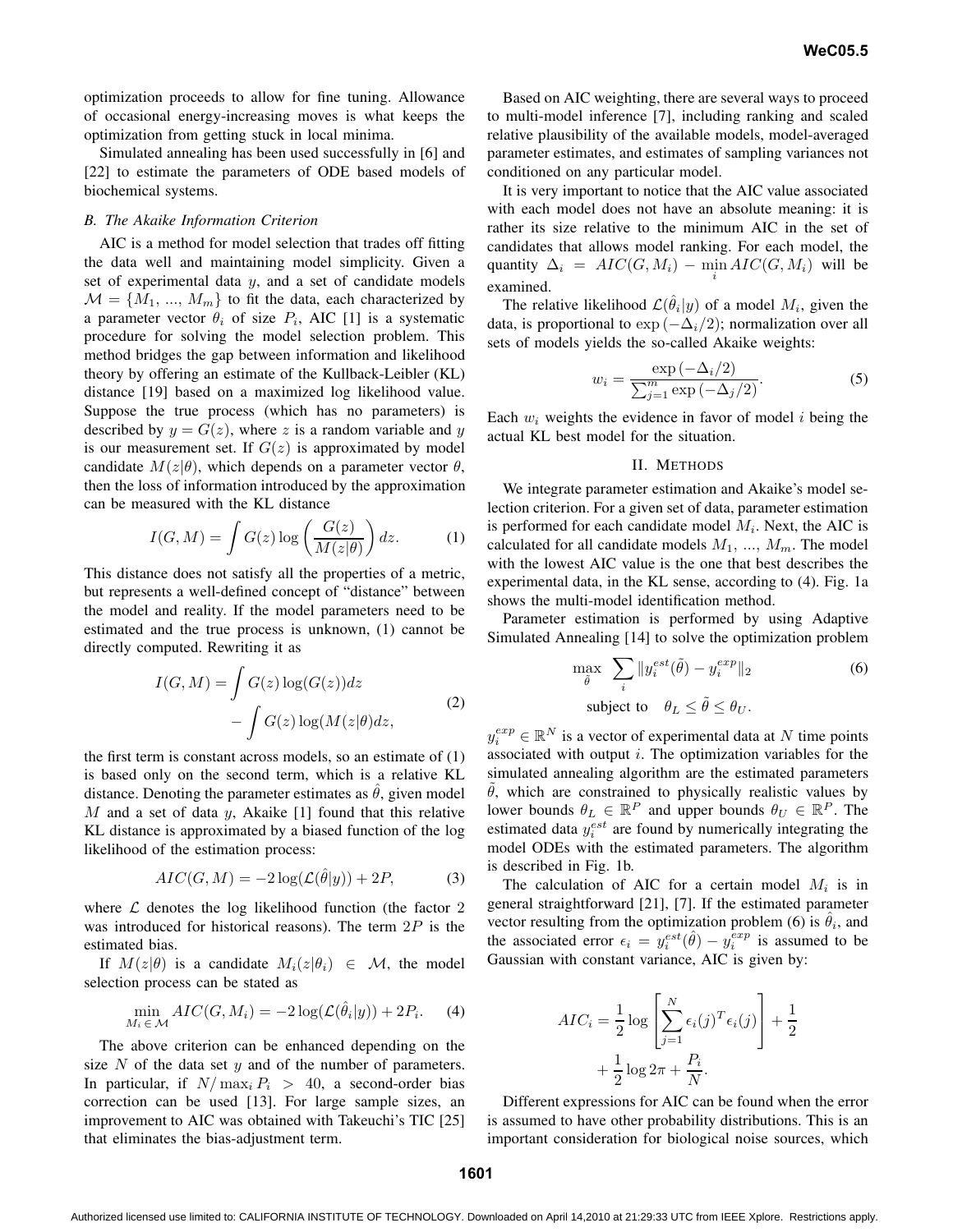optimization proceeds to allow for fine tuning. Allowance of occasional energy-increasing moves is what keeps the optimization from getting stuck in local minima.

Simulated annealing has been used successfully in [6] and [22] to estimate the parameters of ODE based models of biochemical systems.

### B. The Akaike Information Criterion

AIC is a method for model selection that trades off fitting the data well and maintaining model simplicity. Given a set of experimental data $y$, and a set of candidate models $\mathcal{M} = \{M_1, ..., M_m\}$ to fit the data, each characterized by a parameter vector $\theta_i$ of size $P_i$, AIC [1] is a systematic procedure for solving the model selection problem. This method bridges the gap between information and likelihood theory by offering an estimate of the Kullback-Leibler (KL) distance [19] based on a maximized log likelihood value. Suppose the true process (which has no parameters) is described by $y = G(z)$, where $z$ is a random variable and $y$ is our measurement set. If $G(z)$ is approximated by model candidate $M(z|\theta)$, which depends on a parameter vector $\theta$, then the loss of information introduced by the approximation can be measured with the KL distance

$$I(G, M) = \int G(z) \log\left(\frac{G(z)}{M(z|\theta)}\right) dz. \tag{1}$$

This distance does not satisfy all the properties of a metric, but represents a well-defined concept of "distance" between the model and reality. If the model parameters need to be estimated and the true process is unknown, (1) cannot be directly computed. Rewriting it as

$$I(G, M) = \int G(z) \log(G(z)) dz - \int G(z) \log(M(z|\theta) dz, \tag{2}$$

the first term is constant across models, so an estimate of (1) is based only on the second term, which is a relative KL distance. Denoting the parameter estimates as $\hat{\theta}$, given model $M$ and a set of data $y$, Akaike [1] found that this relative KL distance is approximated by a biased function of the log likelihood of the estimation process:

$$AIC(G, M) = -2 \log(\mathcal{L}(\hat{\theta}|y)) + 2P, \tag{3}$$

where $\mathcal{L}$ denotes the log likelihood function (the factor 2 was introduced for historical reasons). The term $2P$ is the estimated bias.

If $M(z|\theta)$ is a candidate $M_i(z|\theta_i) \in \mathcal{M}$, the model selection process can be stated as

$$\min_{M_i \in \mathcal{M}} AIC(G, M_i) = -2 \log(\mathcal{L}(\hat{\theta}_i|y)) + 2P_i. \tag{4}$$

The above criterion can be enhanced depending on the size $N$ of the data set $y$ and of the number of parameters. In particular, if $N/\max_i P_i > 40$, a second-order bias correction can be used [13]. For large sample sizes, an improvement to AIC was obtained with Takeuchi's TIC [25] that eliminates the bias-adjustment term.

Based on AIC weighting, there are several ways to proceed to multi-model inference [7], including ranking and scaled relative plausibility of the available models, model-averaged parameter estimates, and estimates of sampling variances not conditioned on any particular model.

It is very important to notice that the AIC value associated with each model does not have an absolute meaning: it is rather its size relative to the minimum AIC in the set of candidates that allows model ranking. For each model, the quantity $\Delta_i = AIC(G, M_i) - \min_i AIC(G, M_i)$ will be examined.

The relative likelihood $\mathcal{L}(\hat{\theta}_i|y)$ of a model $M_i$, given the data, is proportional to $\exp(-\Delta_i/2)$; normalization over all sets of models yields the so-called Akaike weights:

$$w_i = \frac{\exp(-\Delta_i/2)}{\sum_{j=1}^{m} \exp(-\Delta_j/2)}. \tag{5}$$

Each $w_i$ weights the evidence in favor of model $i$ being the actual KL best model for the situation.

## II. Methods

We integrate parameter estimation and Akaike's model selection criterion. For a given set of data, parameter estimation is performed for each candidate model $M_i$. Next, the AIC is calculated for all candidate models $M_1$, ..., $M_m$. The model with the lowest AIC value is the one that best describes the experimental data, in the KL sense, according to (4). Fig. 1a shows the multi-model identification method.

Parameter estimation is performed by using Adaptive Simulated Annealing [14] to solve the optimization problem

$$\begin{aligned} \max_{\tilde{\theta}} \quad & \sum_i \|y_i^{est}(\tilde{\theta}) - y_i^{exp}\|_2 \\ \text{subject to} \quad & \theta_L \leq \tilde{\theta} \leq \theta_U. \end{aligned} \tag{6}$$

$y_i^{exp} \in \mathbb{R}^N$ is a vector of experimental data at $N$ time points associated with output $i$. The optimization variables for the simulated annealing algorithm are the estimated parameters $\tilde{\theta}$, which are constrained to physically realistic values by lower bounds $\theta_L \in \mathbb{R}^P$ and upper bounds $\theta_U \in \mathbb{R}^P$. The estimated data $y_i^{est}$ are found by numerically integrating the model ODEs with the estimated parameters. The algorithm is described in Fig. 1b.

The calculation of AIC for a certain model $M_i$ is in general straightforward [21], [7]. If the estimated parameter vector resulting from the optimization problem (6) is $\hat{\theta}_i$, and the associated error $\epsilon_i = y_i^{est}(\hat{\theta}) - y_i^{exp}$ is assumed to be Gaussian with constant variance, AIC is given by:

$$AIC_i = \frac{1}{2} \log\left[\sum_{j=1}^{N} \epsilon_i(j)^T \epsilon_i(j)\right] + \frac{1}{2} + \frac{1}{2} \log 2\pi + \frac{P_i}{N}.$$

Different expressions for AIC can be found when the error is assumed to have other probability distributions. This is an important consideration for biological noise sources, which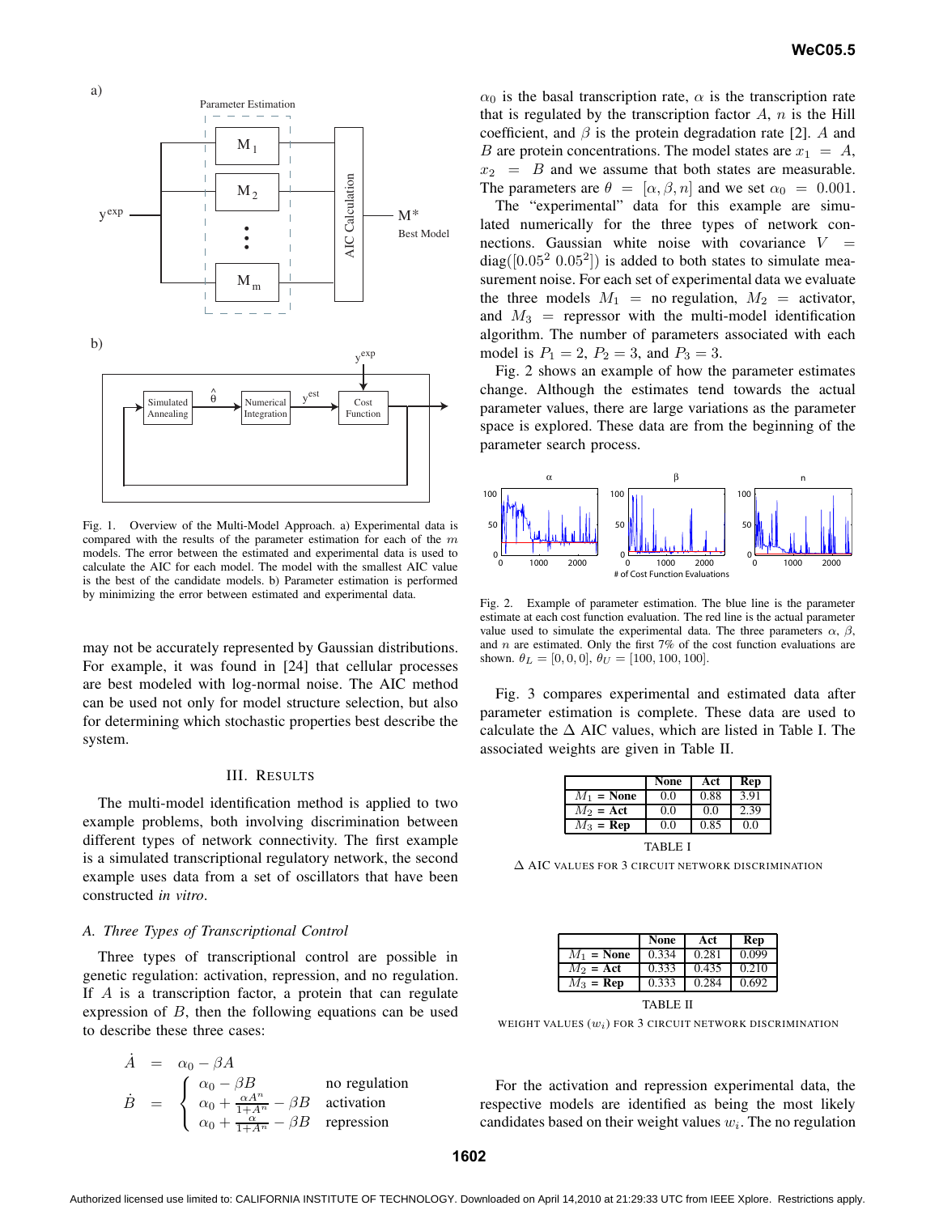Fig. 1. Overview of the Multi-Model Approach. a) Experimental data is compared with the results of the parameter estimation for each of the $m$ models. The error between the estimated and experimental data is used to calculate the AIC for each model. The model with the smallest AIC value is the best of the candidate models. b) Parameter estimation is performed by minimizing the error between estimated and experimental data.

may not be accurately represented by Gaussian distributions. For example, it was found in [24] that cellular processes are best modeled with log-normal noise. The AIC method can be used not only for model structure selection, but also for determining which stochastic properties best describe the system.

## III. Results

The multi-model identification method is applied to two example problems, both involving discrimination between different types of network connectivity. The first example is a simulated transcriptional regulatory network, the second example uses data from a set of oscillators that have been constructed *in vitro*.

### A. Three Types of Transcriptional Control

Three types of transcriptional control are possible in genetic regulation: activation, repression, and no regulation. If $A$ is a transcription factor, a protein that can regulate expression of $B$, then the following equations can be used to describe these three cases:

$$
\begin{aligned}
\dot{A} &= \alpha_0 - \beta A \\
\dot{B} &= \begin{cases} \alpha_0 - \beta B & \text{no regulation} \\ \alpha_0 + \frac{\alpha A^n}{1+A^n} - \beta B & \text{activation} \\ \alpha_0 + \frac{\alpha}{1+A^n} - \beta B & \text{repression} \end{cases}
\end{aligned}
$$

$\alpha_0$ is the basal transcription rate, $\alpha$ is the transcription rate that is regulated by the transcription factor $A$, $n$ is the Hill coefficient, and $\beta$ is the protein degradation rate [2]. $A$ and $B$ are protein concentrations. The model states are $x_1 = A$, $x_2 = B$ and we assume that both states are measurable. The parameters are $\theta = [\alpha, \beta, n]$ and we set $\alpha_0 = 0.001$.

The "experimental" data for this example are simulated numerically for the three types of network connections. Gaussian white noise with covariance $V = \text{diag}([0.05^2 \; 0.05^2])$ is added to both states to simulate measurement noise. For each set of experimental data we evaluate the three models $M_1$ = no regulation, $M_2$ = activator, and $M_3$ = repressor with the multi-model identification algorithm. The number of parameters associated with each model is $P_1 = 2$, $P_2 = 3$, and $P_3 = 3$.

Fig. 2 shows an example of how the parameter estimates change. Although the estimates tend towards the actual parameter values, there are large variations as the parameter space is explored. These data are from the beginning of the parameter search process.

Fig. 2. Example of parameter estimation. The blue line is the parameter estimate at each cost function evaluation. The red line is the actual parameter value used to simulate the experimental data. The three parameters $\alpha$, $\beta$, and $n$ are estimated. Only the first 7% of the cost function evaluations are shown. $\theta_L = [0, 0, 0]$, $\theta_U = [100, 100, 100]$.

Fig. 3 compares experimental and estimated data after parameter estimation is complete. These data are used to calculate the $\Delta$ AIC values, which are listed in Table I. The associated weights are given in Table II.

| | None | Act | Rep |
|---|---|---|---|
| $M_1$ = **None** | 0.0 | 0.88 | 3.91 |
| $M_2$ = **Act** | 0.0 | 0.0 | 2.39 |
| $M_3$ = **Rep** | 0.0 | 0.85 | 0.0 |

TABLE I

$\Delta$ AIC values for 3 circuit network discrimination

| | None | Act | Rep |
|---|---|---|---|
| $M_1$ = **None** | 0.334 | 0.281 | 0.099 |
| $M_2$ = **Act** | 0.333 | 0.435 | 0.210 |
| $M_3$ = **Rep** | 0.333 | 0.284 | 0.692 |

TABLE II

Weight values ($w_i$) for 3 circuit network discrimination

For the activation and repression experimental data, the respective models are identified as being the most likely candidates based on their weight values $w_i$. The no regulation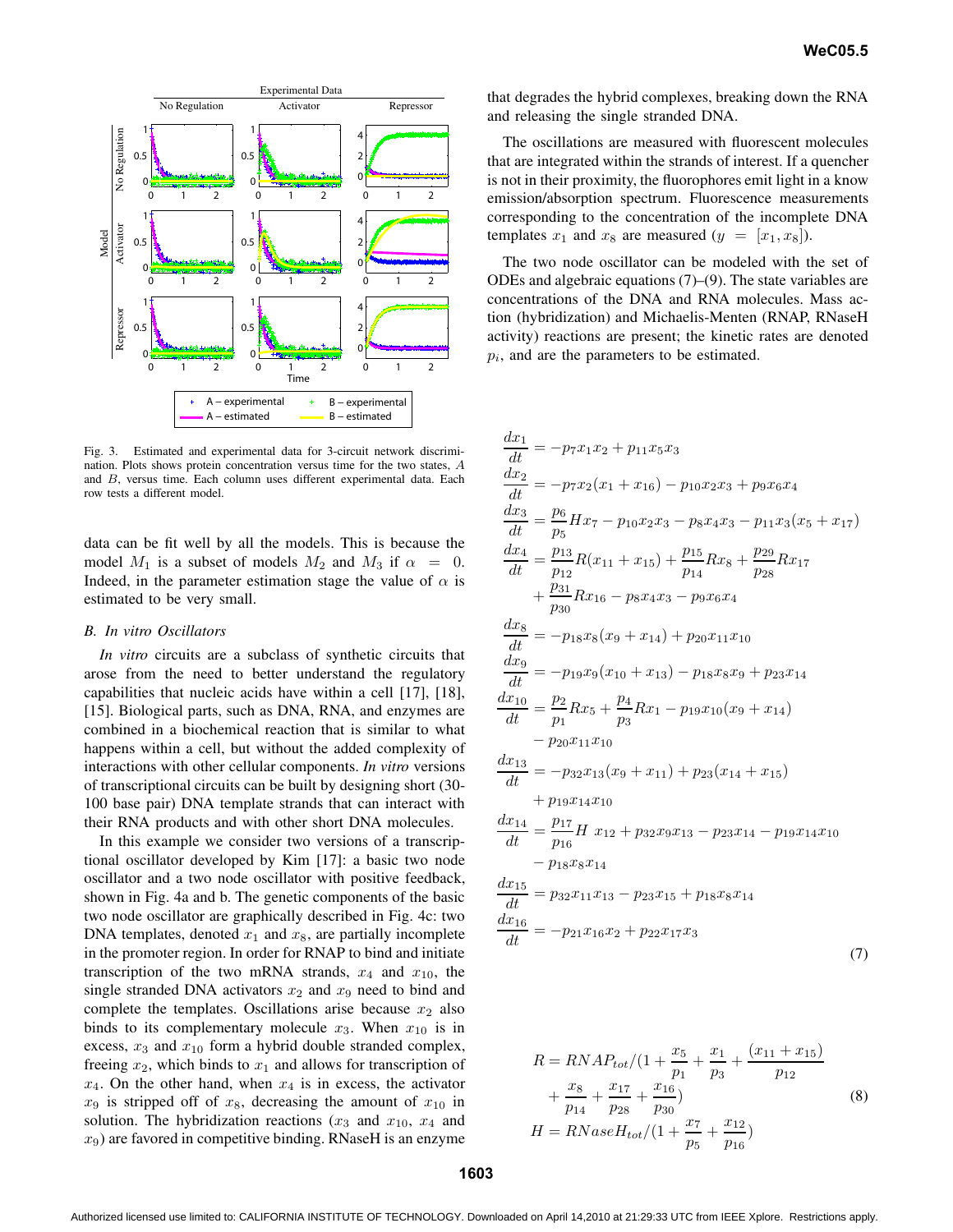Fig. 3. Estimated and experimental data for 3-circuit network discrimination. Plots shows protein concentration versus time for the two states, $A$ and $B$, versus time. Each column uses different experimental data. Each row tests a different model.

data can be fit well by all the models. This is because the model $M_1$ is a subset of models $M_2$ and $M_3$ if $\alpha = 0$. Indeed, in the parameter estimation stage the value of $\alpha$ is estimated to be very small.

### B. In vitro Oscillators

*In vitro* circuits are a subclass of synthetic circuits that arose from the need to better understand the regulatory capabilities that nucleic acids have within a cell [17], [18], [15]. Biological parts, such as DNA, RNA, and enzymes are combined in a biochemical reaction that is similar to what happens within a cell, but without the added complexity of interactions with other cellular components. *In vitro* versions of transcriptional circuits can be built by designing short (30-100 base pair) DNA template strands that can interact with their RNA products and with other short DNA molecules.

In this example we consider two versions of a transcriptional oscillator developed by Kim [17]: a basic two node oscillator and a two node oscillator with positive feedback, shown in Fig. 4a and b. The genetic components of the basic two node oscillator are graphically described in Fig. 4c: two DNA templates, denoted $x_1$ and $x_8$, are partially incomplete in the promoter region. In order for RNAP to bind and initiate transcription of the two mRNA strands, $x_4$ and $x_{10}$, the single stranded DNA activators $x_2$ and $x_9$ need to bind and complete the templates. Oscillations arise because $x_2$ also binds to its complementary molecule $x_3$. When $x_{10}$ is in excess, $x_3$ and $x_{10}$ form a hybrid double stranded complex, freeing $x_2$, which binds to $x_1$ and allows for transcription of $x_4$. On the other hand, when $x_4$ is in excess, the activator $x_9$ is stripped off of $x_8$, decreasing the amount of $x_{10}$ in solution. The hybridization reactions ($x_3$ and $x_{10}$, $x_4$ and $x_9$) are favored in competitive binding. RNaseH is an enzyme that degrades the hybrid complexes, breaking down the RNA and releasing the single stranded DNA.

The oscillations are measured with fluorescent molecules that are integrated within the strands of interest. If a quencher is not in their proximity, the fluorophores emit light in a know emission/absorption spectrum. Fluorescence measurements corresponding to the concentration of the incomplete DNA templates $x_1$ and $x_8$ are measured ($y = [x_1, x_8]$).

The two node oscillator can be modeled with the set of ODEs and algebraic equations (7)–(9). The state variables are concentrations of the DNA and RNA molecules. Mass action (hybridization) and Michaelis-Menten (RNAP, RNaseH activity) reactions are present; the kinetic rates are denoted $p_i$, and are the parameters to be estimated.

$$
\begin{aligned}
\frac{dx_1}{dt} &= -p_7 x_1 x_2 + p_{11} x_5 x_3 \\
\frac{dx_2}{dt} &= -p_7 x_2 (x_1 + x_{16}) - p_{10} x_2 x_3 + p_9 x_6 x_4 \\
\frac{dx_3}{dt} &= \frac{p_6}{p_5} H x_7 - p_{10} x_2 x_3 - p_8 x_4 x_3 - p_{11} x_3 (x_5 + x_{17}) \\
\frac{dx_4}{dt} &= \frac{p_{13}}{p_{12}} R (x_{11} + x_{15}) + \frac{p_{15}}{p_{14}} R x_8 + \frac{p_{29}}{p_{28}} R x_{17} \\
&\quad + \frac{p_{31}}{p_{30}} R x_{16} - p_8 x_4 x_3 - p_9 x_6 x_4 \\
\frac{dx_8}{dt} &= -p_{18} x_8 (x_9 + x_{14}) + p_{20} x_{11} x_{10} \\
\frac{dx_9}{dt} &= -p_{19} x_9 (x_{10} + x_{13}) - p_{18} x_8 x_9 + p_{23} x_{14} \\
\frac{dx_{10}}{dt} &= \frac{p_2}{p_1} R x_5 + \frac{p_4}{p_3} R x_1 - p_{19} x_{10} (x_9 + x_{14}) \\
&\quad - p_{20} x_{11} x_{10} \\
\frac{dx_{13}}{dt} &= -p_{32} x_{13} (x_9 + x_{11}) + p_{23} (x_{14} + x_{15}) \\
&\quad + p_{19} x_{14} x_{10} \\
\frac{dx_{14}}{dt} &= \frac{p_{17}}{p_{16}} H \ x_{12} + p_{32} x_9 x_{13} - p_{23} x_{14} - p_{19} x_{14} x_{10} \\
&\quad - p_{18} x_8 x_{14} \\
\frac{dx_{15}}{dt} &= p_{32} x_{11} x_{13} - p_{23} x_{15} + p_{18} x_8 x_{14} \\
\frac{dx_{16}}{dt} &= -p_{21} x_{16} x_2 + p_{22} x_{17} x_3
\end{aligned}
\tag{7}
$$

$$
\begin{aligned}
R &= RNAP_{tot} / (1 + \frac{x_5}{p_1} + \frac{x_1}{p_3} + \frac{(x_{11} + x_{15})}{p_{12}} \\
&\quad + \frac{x_8}{p_{14}} + \frac{x_{17}}{p_{28}} + \frac{x_{16}}{p_{30}}) \\
H &= RNaseH_{tot} / (1 + \frac{x_7}{p_5} + \frac{x_{12}}{p_{16}})
\end{aligned}
\tag{8}
$$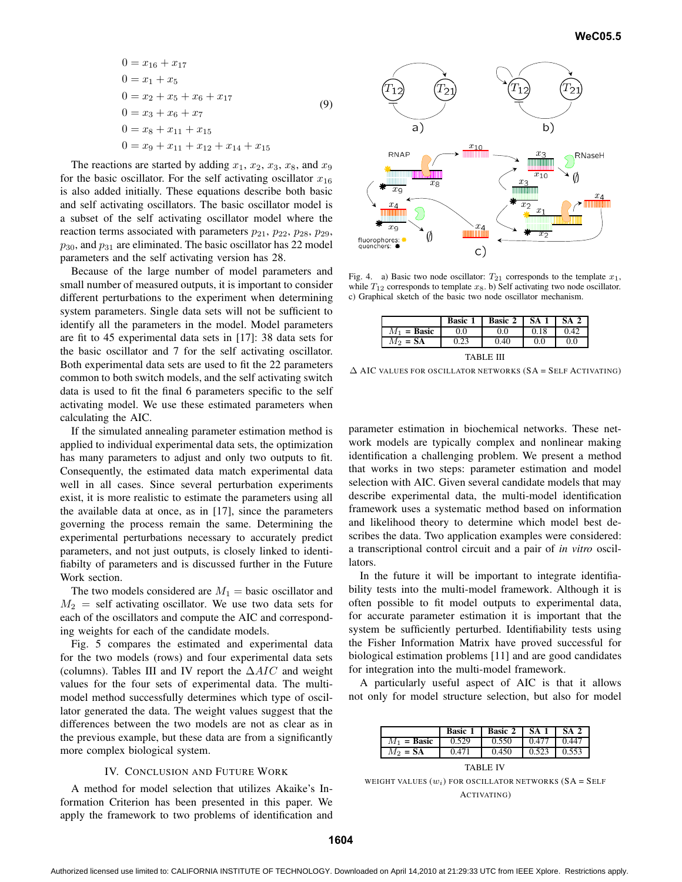$$
\begin{aligned}
0 &= x_{16} + x_{17} \\
0 &= x_1 + x_5 \\
0 &= x_2 + x_5 + x_6 + x_{17} \\
0 &= x_3 + x_6 + x_7 \\
0 &= x_8 + x_{11} + x_{15} \\
0 &= x_9 + x_{11} + x_{12} + x_{14} + x_{15}
\end{aligned} \tag{9}
$$

The reactions are started by adding $x_1$, $x_2$, $x_3$, $x_8$, and $x_9$ for the basic oscillator. For the self activating oscillator $x_{16}$ is also added initially. These equations describe both basic and self activating oscillators. The basic oscillator model is a subset of the self activating oscillator model where the reaction terms associated with parameters $p_{21}$, $p_{22}$, $p_{28}$, $p_{29}$, $p_{30}$, and $p_{31}$ are eliminated. The basic oscillator has 22 model parameters and the self activating version has 28.

Because of the large number of model parameters and small number of measured outputs, it is important to consider different perturbations to the experiment when determining system parameters. Single data sets will not be sufficient to identify all the parameters in the model. Model parameters are fit to 45 experimental data sets in [17]: 38 data sets for the basic oscillator and 7 for the self activating oscillator. Both experimental data sets are used to fit the 22 parameters common to both switch models, and the self activating switch data is used to fit the final 6 parameters specific to the self activating model. We use these estimated parameters when calculating the AIC.

If the simulated annealing parameter estimation method is applied to individual experimental data sets, the optimization has many parameters to adjust and only two outputs to fit. Consequently, the estimated data match experimental data well in all cases. Since several perturbation experiments exist, it is more realistic to estimate the parameters using all the available data at once, as in [17], since the parameters governing the process remain the same. Determining the experimental perturbations necessary to accurately predict parameters, and not just outputs, is closely linked to identifiabilty of parameters and is discussed further in the Future Work section.

The two models considered are $M_1$ = basic oscillator and $M_2$ = self activating oscillator. We use two data sets for each of the oscillators and compute the AIC and corresponding weights for each of the candidate models.

Fig. 5 compares the estimated and experimental data for the two models (rows) and four experimental data sets (columns). Tables III and IV report the $\Delta AIC$ and weight values for the four sets of experimental data. The multi-model method successfully determines which type of oscillator generated the data. The weight values suggest that the differences between the two models are not as clear as in the previous example, but these data are from a significantly more complex biological system.

## IV. Conclusion and Future Work

A method for model selection that utilizes Akaike's Information Criterion has been presented in this paper. We apply the framework to two problems of identification and parameter estimation in biochemical networks. These network models are typically complex and nonlinear making identification a challenging problem. We present a method that works in two steps: parameter estimation and model selection with AIC. Given several candidate models that may describe experimental data, the multi-model identification framework uses a systematic method based on information and likelihood theory to determine which model best describes the data. Two application examples were considered: a transcriptional control circuit and a pair of *in vitro* oscillators.

In the future it will be important to integrate identifiability tests into the multi-model framework. Although it is often possible to fit model outputs to experimental data, for accurate parameter estimation it is important that the system be sufficiently perturbed. Identifiability tests using the Fisher Information Matrix have proved successful for biological estimation problems [11] and are good candidates for integration into the multi-model framework.

A particularly useful aspect of AIC is that it allows not only for model structure selection, but also for model

Fig. 4. a) Basic two node oscillator: $T_{21}$ corresponds to the template $x_1$, while $T_{12}$ corresponds to template $x_8$. b) Self activating two node oscillator. c) Graphical sketch of the basic two node oscillator mechanism.

| | Basic 1 | Basic 2 | SA 1 | SA 2 |
|---|---|---|---|---|
| $M_1$ = Basic | 0.0 | 0.0 | 0.18 | 0.42 |
| $M_2$ = SA | 0.23 | 0.40 | 0.0 | 0.0 |

TABLE III

$\Delta$ AIC values for oscillator networks (SA = Self Activating)

| | Basic 1 | Basic 2 | SA 1 | SA 2 |
|---|---|---|---|---|
| $M_1$ = Basic | 0.529 | 0.550 | 0.477 | 0.447 |
| $M_2$ = SA | 0.471 | 0.450 | 0.523 | 0.553 |

TABLE IV

Weight values ($w_i$) for oscillator networks (SA = Self Activating)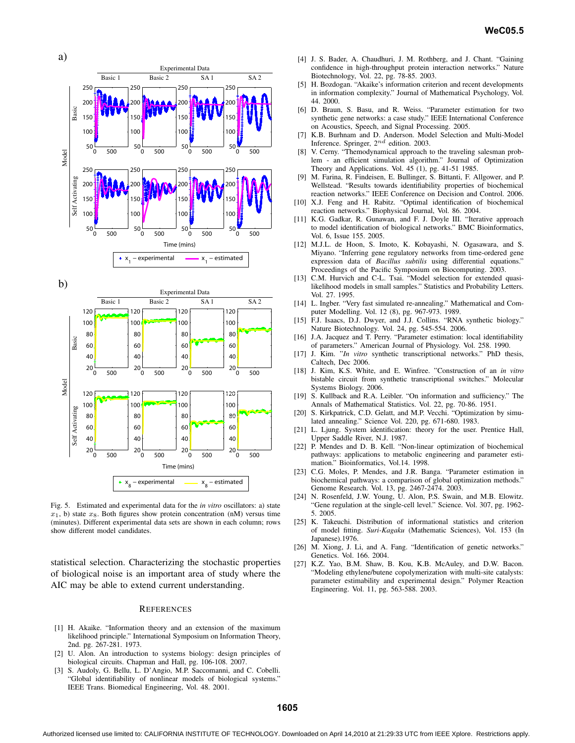a)

Experimental Data

Basic 1 Basic 2 SA 1 SA 2

Model

Basic

Self Activating

250
200
150
100
50
0 500

Time (mins)

x_1 – experimental    x_1 – estimated

b)

Experimental Data

Basic 1 Basic 2 SA 1 SA 2

Model

Basic

Self Activating

120
100
80
60
40
20
0 500

Time (mins)

x_8 – experimental    x_8 – estimated

Fig. 5. Estimated and experimental data for the *in vitro* oscillators: a) state $x_1$, b) state $x_8$. Both figures show protein concentration (nM) versus time (minutes). Different experimental data sets are shown in each column; rows show different model candidates.

statistical selection. Characterizing the stochastic properties of biological noise is an important area of study where the AIC may be able to extend current understanding.

## References

[1] H. Akaike. "Information theory and an extension of the maximum likelihood principle." International Symposium on Information Theory, 2nd. pg. 267-281. 1973.

[2] U. Alon. An introduction to systems biology: design principles of biological circuits. Chapman and Hall, pg. 106-108. 2007.

[3] S. Audoly, G. Bellu, L. D'Angio, M.P. Saccomanni, and C. Cobelli. "Global identifiability of nonlinear models of biological systems." IEEE Trans. Biomedical Engineering, Vol. 48. 2001.

[4] J. S. Bader, A. Chaudhuri, J. M. Rothberg, and J. Chant. "Gaining confidence in high-throughput protein interaction networks." Nature Biotechnology, Vol. 22, pg. 78-85. 2003.

[5] H. Bozdogan. "Akaike's information criterion and recent developments in information complexity." Journal of Mathematical Psychology, Vol. 44. 2000.

[6] D. Braun, S. Basu, and R. Weiss. "Parameter estimation for two synthetic gene networks: a case study." IEEE International Conference on Acoustics, Speech, and Signal Processing. 2005.

[7] K.B. Burhnam and D. Anderson. Model Selection and Multi-Model Inference. Springer, $2^{nd}$ edition. 2003.

[8] V. Cerny. "Themodynamical approach to the traveling salesman problem - an efficient simulation algorithm." Journal of Optimization Theory and Applications. Vol. 45 (1), pg. 41-51 1985.

[9] M. Farina, R. Findeisen, E. Bullinger, S. Bittanti, F. Allgower, and P. Wellstead. "Results towards identifiability properties of biochemical reaction networks." IEEE Conference on Decision and Control. 2006.

[10] X.J. Feng and H. Rabitz. "Optimal identification of biochemical reaction networks." Biophysical Journal, Vol. 86. 2004.

[11] K.G. Gadkar, R. Gunawan, and F. J. Doyle III. "Iterative approach to model identification of biological networks." BMC Bioinformatics, Vol. 6, Issue 155. 2005.

[12] M.J.L. de Hoon, S. Imoto, K. Kobayashi, N. Ogasawara, and S. Miyano. "Inferring gene regulatory networks from time-ordered gene expression data of *Bacillus subtilis* using differential equations." Proceedings of the Pacific Symposium on Biocomputing. 2003.

[13] C.M. Hurvich and C-L. Tsai. "Model selection for extended quasi-likelihood models in small samples." Statistics and Probability Letters. Vol. 27. 1995.

[14] L. Ingber. "Very fast simulated re-annealing." Mathematical and Computer Modelling. Vol. 12 (8), pg. 967-973. 1989.

[15] F.J. Isaacs, D.J. Dwyer, and J.J. Collins. "RNA synthetic biology." Nature Biotechnology. Vol. 24, pg. 545-554. 2006.

[16] J.A. Jacquez and T. Perry. "Parameter estimation: local identifiability of parameters." American Journal of Physiology. Vol. 258. 1990.

[17] J. Kim. "*In vitro* synthetic transcriptional networks." PhD thesis, Caltech, Dec 2006.

[18] J. Kim, K.S. White, and E. Winfree. "Construction of an *in vitro* bistable circuit from synthetic transcriptional switches." Molecular Systems Biology. 2006.

[19] S. Kullback and R.A. Leibler. "On information and sufficiency." The Annals of Mathematical Statistics. Vol. 22, pg. 70-86. 1951.

[20] S. Kirkpatrick, C.D. Gelatt, and M.P. Vecchi. "Optimization by simulated annealing." Science Vol. 220, pg. 671-680. 1983.

[21] L. Ljung. System identification: theory for the user. Prentice Hall, Upper Saddle River, N.J. 1987.

[22] P. Mendes and D. B. Kell. "Non-linear optimization of biochemical pathways: applications to metabolic engineering and parameter estimation." Bioinformatics, Vol.14. 1998.

[23] C.G. Moles, P. Mendes, and J.R. Banga. "Parameter estimation in biochemical pathways: a comparison of global optimization methods." Genome Research. Vol. 13, pg. 2467-2474. 2003.

[24] N. Rosenfeld, J.W. Young, U. Alon, P.S. Swain, and M.B. Elowitz. "Gene regulation at the single-cell level." Science. Vol. 307, pg. 1962-5. 2005.

[25] K. Takeuchi. Distribution of informational statistics and criterion of model fitting. *Suri-Kagaku* (Mathematic Sciences), Vol. 153 (In Japanese).1976.

[26] M. Xiong, J. Li, and A. Fang. "Identification of genetic networks." Genetics. Vol. 166. 2004.

[27] K.Z. Yao, B.M. Shaw, B. Kou, K.B. McAuley, and D.W. Bacon. "Modeling ethylene/butene copolymerization with multi-site catalysts: parameter estimability and experimental design." Polymer Reaction Engineering. Vol. 11, pg. 563-588. 2003.